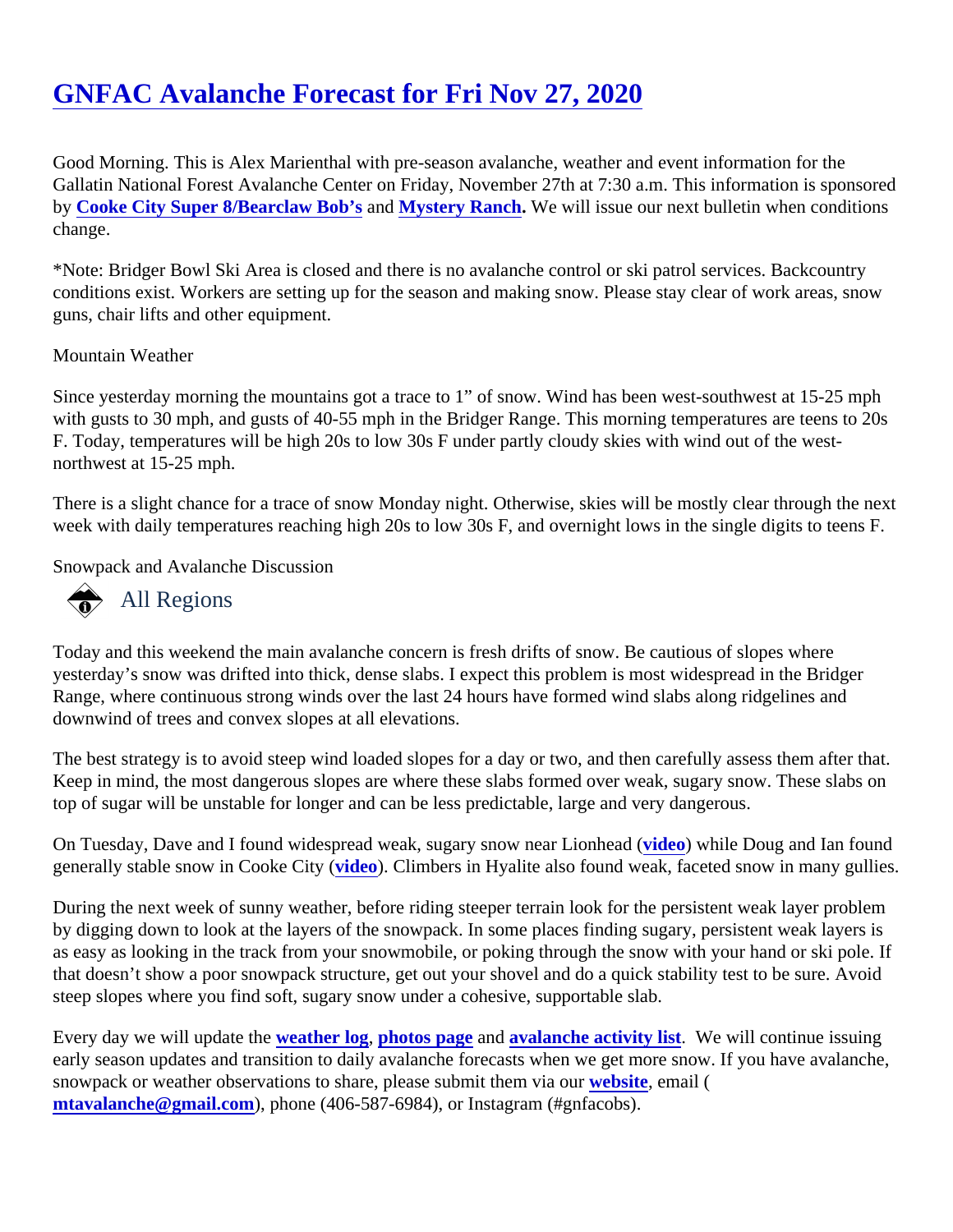# GNFAC Avalanche Forecast for Fri Nov 27, 2020

Good Morning. This is Alex Marienthal with pre-season avalanche, weather and event information for the Gallatin National Forest Avalanche Center on Friday, November 27th at 7:30 a.m. This information is sponsored by **Cooke City Super 8/Bearclaw Bob's** and **Mystery Ranch**. We will issue our next bulletin when conditions change.

*Note: Bridger Bowl Ski Area is closed and there is no avalanche control or ski patrol services. Backcountry conditions exist. Workers are setting up for the season and making snow. Please stay clear of work areas, snow guns, chair lifts and other equipment.

Mountain Weather

Since yesterday morning the mountains got a trace to 1" of snow. Wind has been west-southwest at 15-25 mph with gusts to 30 mph, and gusts of 40-55 mph in the Bridger Range. This morning temperatures are teens to 20s F. Today, temperatures will be high 20s to low 30s F under partly cloudy skies with wind out of the west-northwest at 15-25 mph.

There is a slight chance for a trace of snow Monday night. Otherwise, skies will be mostly clear through the next week with daily temperatures reaching high 20s to low 30s F, and overnight lows in the single digits to teens F.

Snowpack and Avalanche Discussion

## All Regions

Today and this weekend the main avalanche concern is fresh drifts of snow. Be cautious of slopes where yesterday's snow was drifted into thick, dense slabs. I expect this problem is most widespread in the Bridger Range, where continuous strong winds over the last 24 hours have formed wind slabs along ridgelines and downwind of trees and convex slopes at all elevations.

The best strategy is to avoid steep wind loaded slopes for a day or two, and then carefully assess them after that. Keep in mind, the most dangerous slopes are where these slabs formed over weak, sugary snow. These slabs on top of sugar will be unstable for longer and can be less predictable, large and very dangerous.

On Tuesday, Dave and I found widespread weak, sugary snow near Lionhead (**video**) while Doug and Ian found generally stable snow in Cooke City (**video**). Climbers in Hyalite also found weak, faceted snow in many gullies.

During the next week of sunny weather, before riding steeper terrain look for the persistent weak layer problem by digging down to look at the layers of the snowpack. In some places finding sugary, persistent weak layers is as easy as looking in the track from your snowmobile, or poking through the snow with your hand or ski pole. If that doesn't show a poor snowpack structure, get out your shovel and do a quick stability test to be sure. Avoid steep slopes where you find soft, sugary snow under a cohesive, supportable slab.

Every day we will update the **weather log**, **photos page** and **avalanche activity list**. We will continue issuing early season updates and transition to daily avalanche forecasts when we get more snow. If you have avalanche, snowpack or weather observations to share, please submit them via our **website**, email (**mtavalanche@gmail.com**), phone (406-587-6984), or Instagram (#gnfacobs).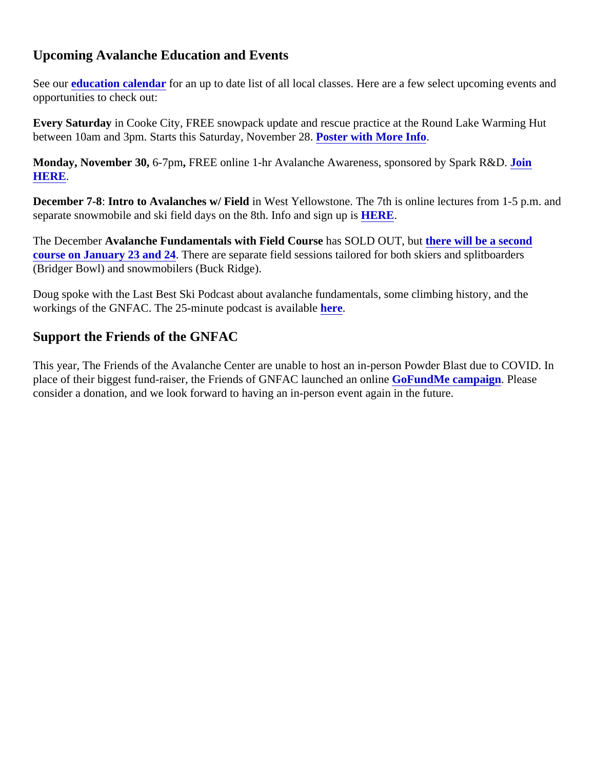## Upcoming Avalanche Education and Events

See our **education calendar** for an up to date list of all local classes. Here are a few select upcoming events and opportunities to check out:

**Every Saturday** in Cooke City, FREE snowpack update and rescue practice at the Round Lake Warming Hut between 10am and 3pm. Starts this Saturday, November 28. **Poster with More Info**.

**Monday, November 30,** 6-7pm**,** FREE online 1-hr Avalanche Awareness, sponsored by Spark R&D. **Join HERE**.

**December 7-8**: **Intro to Avalanches w/ Field** in West Yellowstone. The 7th is online lectures from 1-5 p.m. and separate snowmobile and ski field days on the 8th. Info and sign up is **HERE**.

The December **Avalanche Fundamentals with Field Course** has SOLD OUT, but **there will be a second course on January 23 and 24**. There are separate field sessions tailored for both skiers and splitboarders (Bridger Bowl) and snowmobilers (Buck Ridge).

Doug spoke with the Last Best Ski Podcast about avalanche fundamentals, some climbing history, and the workings of the GNFAC. The 25-minute podcast is available **here**.

## Support the Friends of the GNFAC

This year, The Friends of the Avalanche Center are unable to host an in-person Powder Blast due to COVID. In place of their biggest fund-raiser, the Friends of GNFAC launched an online **GoFundMe campaign**. Please consider a donation, and we look forward to having an in-person event again in the future.